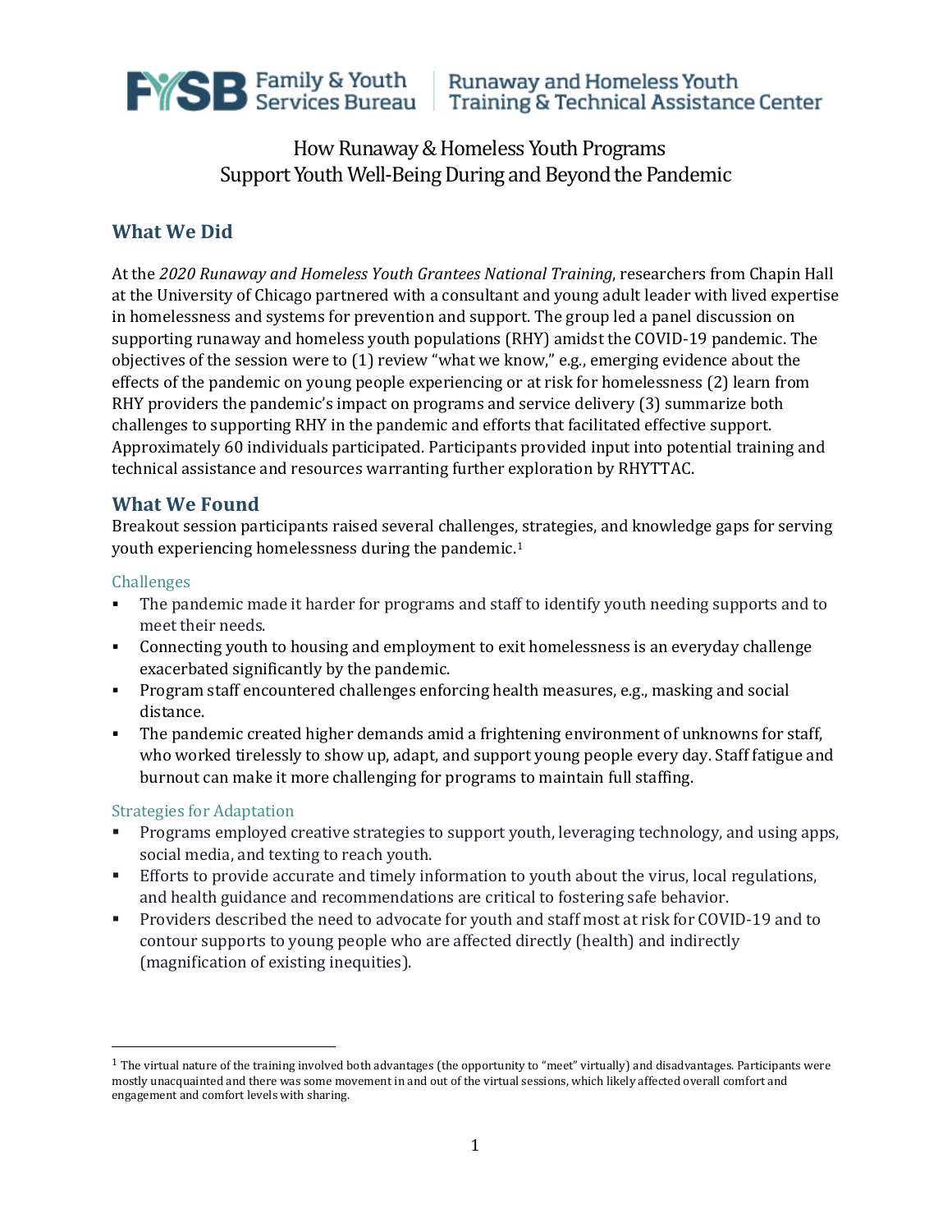Family & Youth Services Bureau | Runaway and Homeless Youth Training & Technical Assistance Center

# How Runaway & Homeless Youth Programs Support Youth Well-Being During and Beyond the Pandemic

## What We Did

At the *2020 Runaway and Homeless Youth Grantees National Training*, researchers from Chapin Hall at the University of Chicago partnered with a consultant and young adult leader with lived expertise in homelessness and systems for prevention and support. The group led a panel discussion on supporting runaway and homeless youth populations (RHY) amidst the COVID-19 pandemic. The objectives of the session were to (1) review "what we know," e.g., emerging evidence about the effects of the pandemic on young people experiencing or at risk for homelessness (2) learn from RHY providers the pandemic's impact on programs and service delivery (3) summarize both challenges to supporting RHY in the pandemic and efforts that facilitated effective support. Approximately 60 individuals participated. Participants provided input into potential training and technical assistance and resources warranting further exploration by RHYTTAC.

## What We Found

Breakout session participants raised several challenges, strategies, and knowledge gaps for serving youth experiencing homelessness during the pandemic.[1]

### Challenges

- The pandemic made it harder for programs and staff to identify youth needing supports and to meet their needs.
- Connecting youth to housing and employment to exit homelessness is an everyday challenge exacerbated significantly by the pandemic.
- Program staff encountered challenges enforcing health measures, e.g., masking and social distance.
- The pandemic created higher demands amid a frightening environment of unknowns for staff, who worked tirelessly to show up, adapt, and support young people every day. Staff fatigue and burnout can make it more challenging for programs to maintain full staffing.

### Strategies for Adaptation

- Programs employed creative strategies to support youth, leveraging technology, and using apps, social media, and texting to reach youth.
- Efforts to provide accurate and timely information to youth about the virus, local regulations, and health guidance and recommendations are critical to fostering safe behavior.
- Providers described the need to advocate for youth and staff most at risk for COVID-19 and to contour supports to young people who are affected directly (health) and indirectly (magnification of existing inequities).

---

[1] The virtual nature of the training involved both advantages (the opportunity to "meet" virtually) and disadvantages. Participants were mostly unacquainted and there was some movement in and out of the virtual sessions, which likely affected overall comfort and engagement and comfort levels with sharing.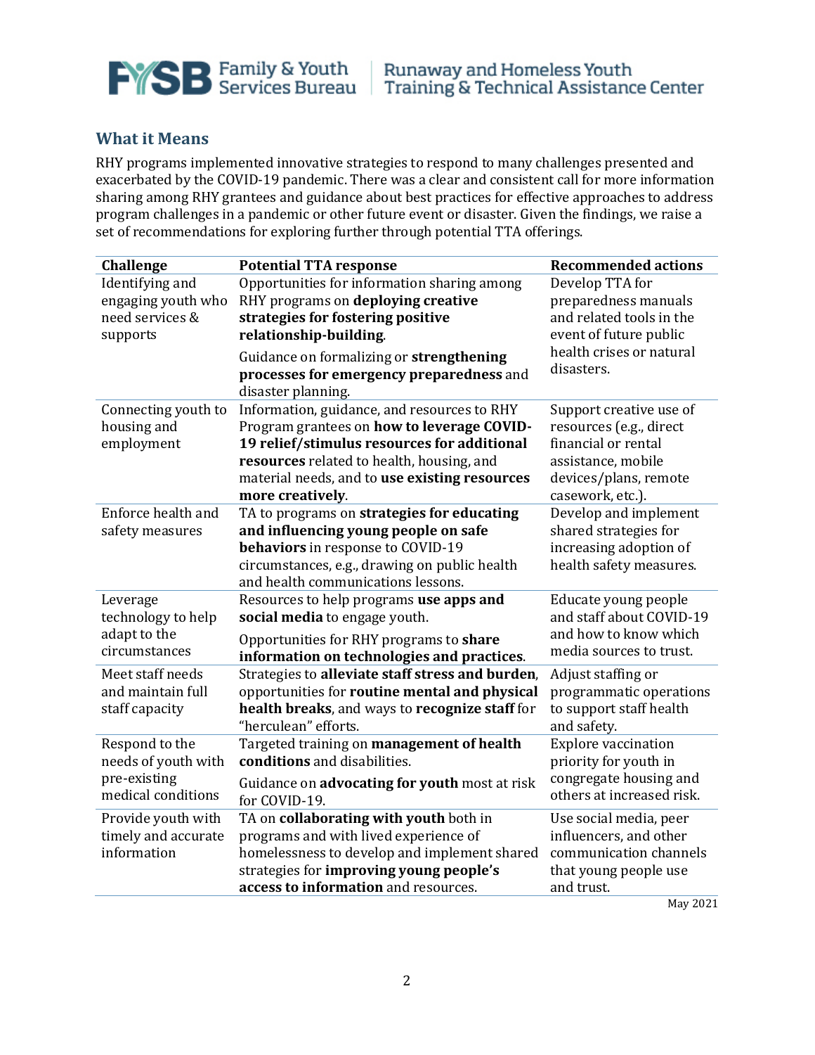## What it Means

RHY programs implemented innovative strategies to respond to many challenges presented and exacerbated by the COVID-19 pandemic. There was a clear and consistent call for more information sharing among RHY grantees and guidance about best practices for effective approaches to address program challenges in a pandemic or other future event or disaster. Given the findings, we raise a set of recommendations for exploring further through potential TTA offerings.

| Challenge | Potential TTA response | Recommended actions |
|---|---|---|
| Identifying and engaging youth who need services & supports | Opportunities for information sharing among RHY programs on **deploying creative strategies for fostering positive relationship-building**.<br><br>Guidance on formalizing or **strengthening processes for emergency preparedness** and disaster planning. | Develop TTA for preparedness manuals and related tools in the event of future public health crises or natural disasters. |
| Connecting youth to housing and employment | Information, guidance, and resources to RHY Program grantees on **how to leverage COVID-19 relief/stimulus resources for additional resources** related to health, housing, and material needs, and to **use existing resources more creatively**. | Support creative use of resources (e.g., direct financial or rental assistance, mobile devices/plans, remote casework, etc.). |
| Enforce health and safety measures | TA to programs on **strategies for educating and influencing young people on safe behaviors** in response to COVID-19 circumstances, e.g., drawing on public health and health communications lessons. | Develop and implement shared strategies for increasing adoption of health safety measures. |
| Leverage technology to help adapt to the circumstances | Resources to help programs **use apps and social media** to engage youth.<br><br>Opportunities for RHY programs to **share information on technologies and practices**. | Educate young people and staff about COVID-19 and how to know which media sources to trust. |
| Meet staff needs and maintain full staff capacity | Strategies to **alleviate staff stress and burden**, opportunities for **routine mental and physical health breaks**, and ways to **recognize staff** for "herculean" efforts. | Adjust staffing or programmatic operations to support staff health and safety. |
| Respond to the needs of youth with pre-existing medical conditions | Targeted training on **management of health conditions** and disabilities.<br><br>Guidance on **advocating for youth** most at risk for COVID-19. | Explore vaccination priority for youth in congregate housing and others at increased risk. |
| Provide youth with timely and accurate information | TA on **collaborating with youth** both in programs and with lived experience of homelessness to develop and implement shared strategies for **improving young people's access to information** and resources. | Use social media, peer influencers, and other communication channels that young people use and trust. |

May 2021